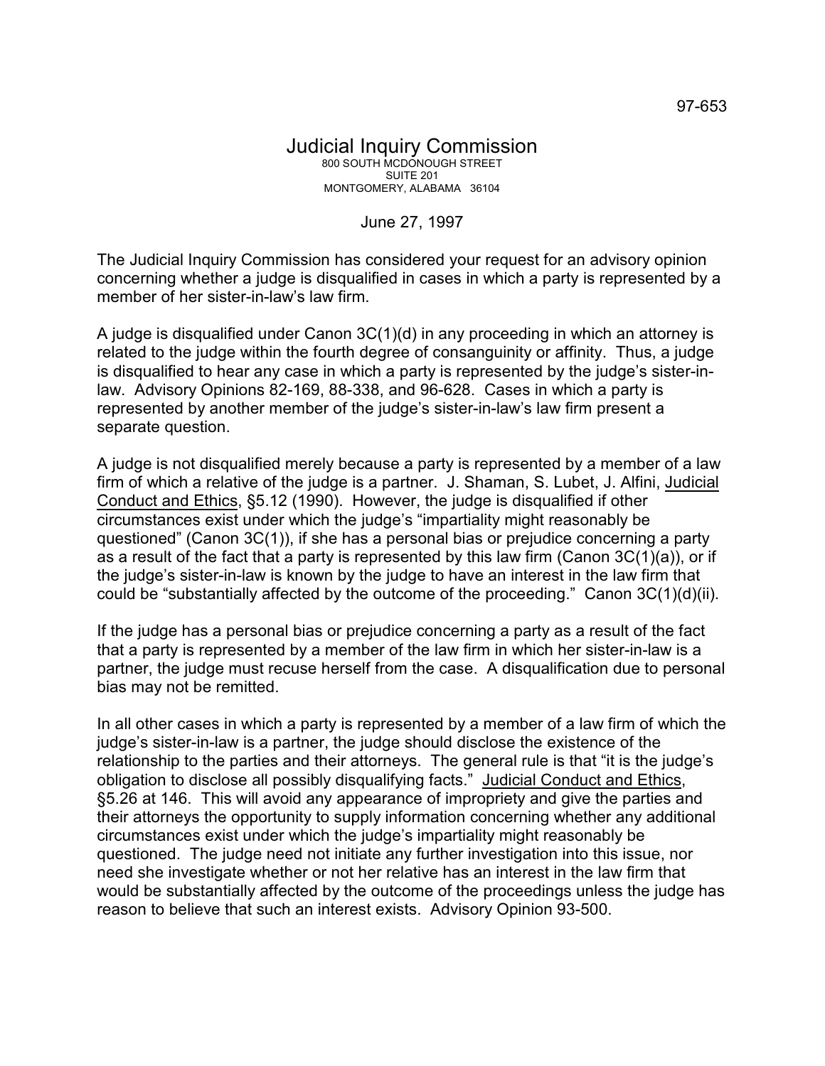97-653

# Judicial Inquiry Commission

800 SOUTH MCDONOUGH STREET
SUITE 201
MONTGOMERY, ALABAMA 36104

June 27, 1997

The Judicial Inquiry Commission has considered your request for an advisory opinion concerning whether a judge is disqualified in cases in which a party is represented by a member of her sister-in-law's law firm.

A judge is disqualified under Canon 3C(1)(d) in any proceeding in which an attorney is related to the judge within the fourth degree of consanguinity or affinity. Thus, a judge is disqualified to hear any case in which a party is represented by the judge's sister-in-law. Advisory Opinions 82-169, 88-338, and 96-628. Cases in which a party is represented by another member of the judge's sister-in-law's law firm present a separate question.

A judge is not disqualified merely because a party is represented by a member of a law firm of which a relative of the judge is a partner. J. Shaman, S. Lubet, J. Alfini, Judicial Conduct and Ethics, §5.12 (1990). However, the judge is disqualified if other circumstances exist under which the judge's "impartiality might reasonably be questioned" (Canon 3C(1)), if she has a personal bias or prejudice concerning a party as a result of the fact that a party is represented by this law firm (Canon 3C(1)(a)), or if the judge's sister-in-law is known by the judge to have an interest in the law firm that could be "substantially affected by the outcome of the proceeding." Canon 3C(1)(d)(ii).

If the judge has a personal bias or prejudice concerning a party as a result of the fact that a party is represented by a member of the law firm in which her sister-in-law is a partner, the judge must recuse herself from the case. A disqualification due to personal bias may not be remitted.

In all other cases in which a party is represented by a member of a law firm of which the judge's sister-in-law is a partner, the judge should disclose the existence of the relationship to the parties and their attorneys. The general rule is that "it is the judge's obligation to disclose all possibly disqualifying facts." Judicial Conduct and Ethics, §5.26 at 146. This will avoid any appearance of impropriety and give the parties and their attorneys the opportunity to supply information concerning whether any additional circumstances exist under which the judge's impartiality might reasonably be questioned. The judge need not initiate any further investigation into this issue, nor need she investigate whether or not her relative has an interest in the law firm that would be substantially affected by the outcome of the proceedings unless the judge has reason to believe that such an interest exists. Advisory Opinion 93-500.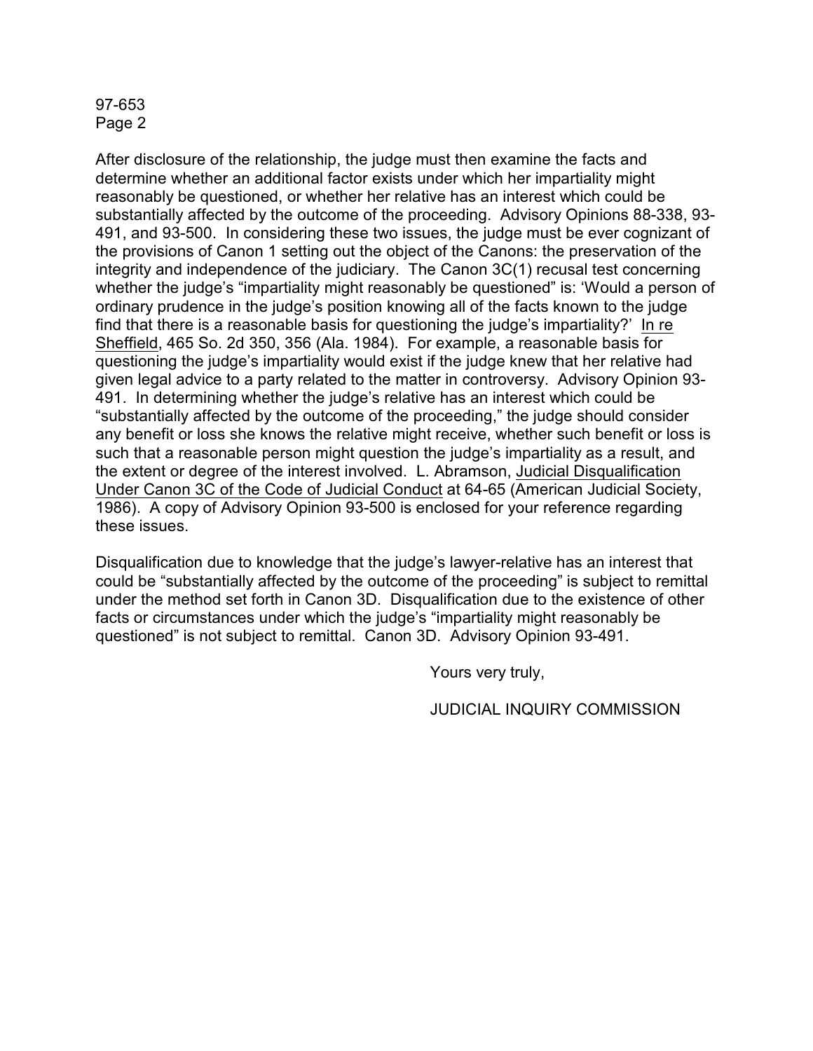After disclosure of the relationship, the judge must then examine the facts and determine whether an additional factor exists under which her impartiality might reasonably be questioned, or whether her relative has an interest which could be substantially affected by the outcome of the proceeding. Advisory Opinions 88-338, 93-491, and 93-500. In considering these two issues, the judge must be ever cognizant of the provisions of Canon 1 setting out the object of the Canons: the preservation of the integrity and independence of the judiciary. The Canon 3C(1) recusal test concerning whether the judge's "impartiality might reasonably be questioned" is: 'Would a person of ordinary prudence in the judge's position knowing all of the facts known to the judge find that there is a reasonable basis for questioning the judge's impartiality?' In re Sheffield, 465 So. 2d 350, 356 (Ala. 1984). For example, a reasonable basis for questioning the judge's impartiality would exist if the judge knew that her relative had given legal advice to a party related to the matter in controversy. Advisory Opinion 93-491. In determining whether the judge's relative has an interest which could be "substantially affected by the outcome of the proceeding," the judge should consider any benefit or loss she knows the relative might receive, whether such benefit or loss is such that a reasonable person might question the judge's impartiality as a result, and the extent or degree of the interest involved. L. Abramson, Judicial Disqualification Under Canon 3C of the Code of Judicial Conduct at 64-65 (American Judicial Society, 1986). A copy of Advisory Opinion 93-500 is enclosed for your reference regarding these issues.

Disqualification due to knowledge that the judge's lawyer-relative has an interest that could be "substantially affected by the outcome of the proceeding" is subject to remittal under the method set forth in Canon 3D. Disqualification due to the existence of other facts or circumstances under which the judge's "impartiality might reasonably be questioned" is not subject to remittal. Canon 3D. Advisory Opinion 93-491.

Yours very truly,

JUDICIAL INQUIRY COMMISSION